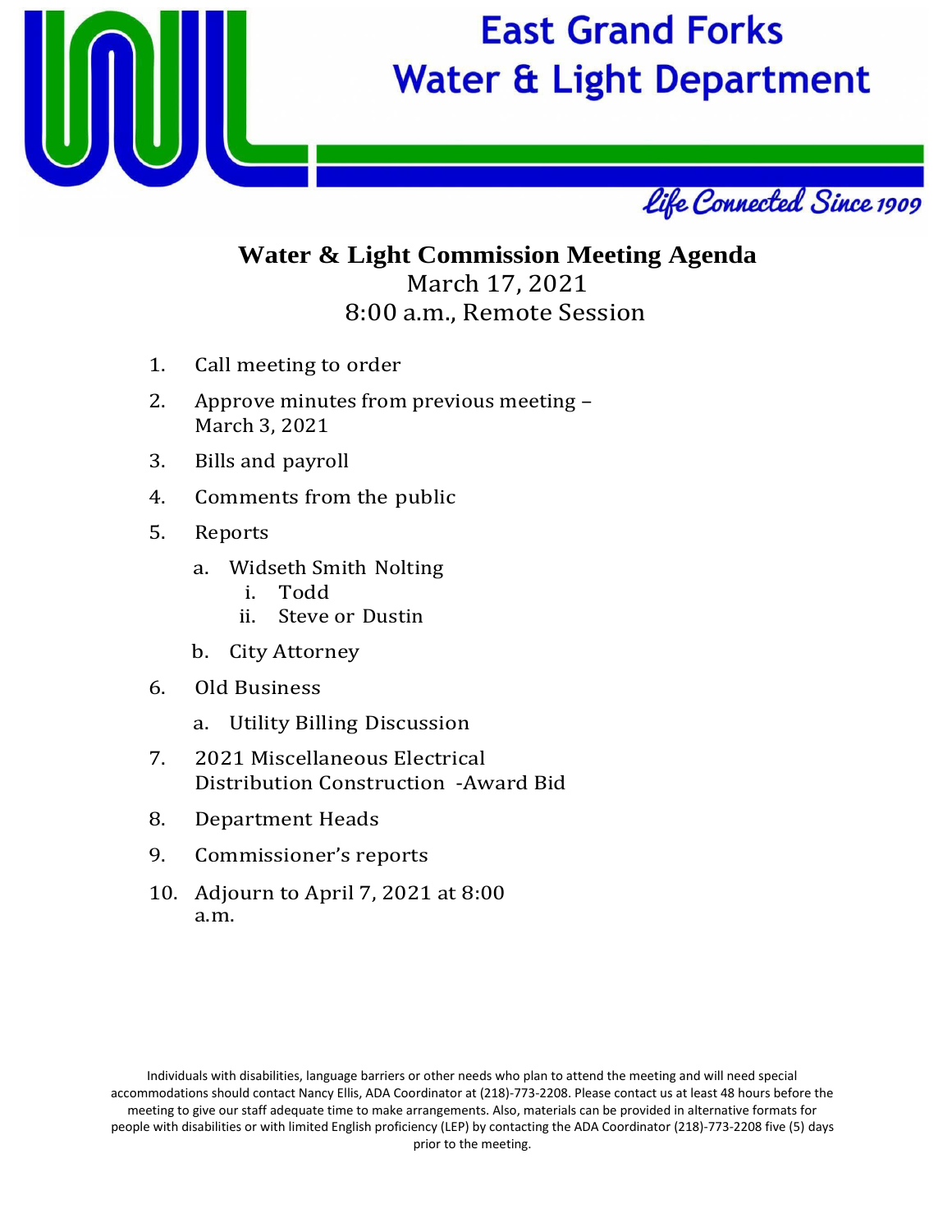# East Grand Forks Water & Light Department

*Life Connected Since 1909*

## Water & Light Commission Meeting Agenda

March 17, 2021

8:00 a.m., Remote Session

1. Call meeting to order
2. Approve minutes from previous meeting – March 3, 2021
3. Bills and payroll
4. Comments from the public
5. Reports
   a. Widseth Smith Nolting
      i. Todd
      ii. Steve or Dustin
   b. City Attorney
6. Old Business
   a. Utility Billing Discussion
7. 2021 Miscellaneous Electrical Distribution Construction -Award Bid
8. Department Heads
9. Commissioner's reports
10. Adjourn to April 7, 2021 at 8:00 a.m.

Individuals with disabilities, language barriers or other needs who plan to attend the meeting and will need special accommodations should contact Nancy Ellis, ADA Coordinator at (218)-773-2208. Please contact us at least 48 hours before the meeting to give our staff adequate time to make arrangements. Also, materials can be provided in alternative formats for people with disabilities or with limited English proficiency (LEP) by contacting the ADA Coordinator (218)-773-2208 five (5) days prior to the meeting.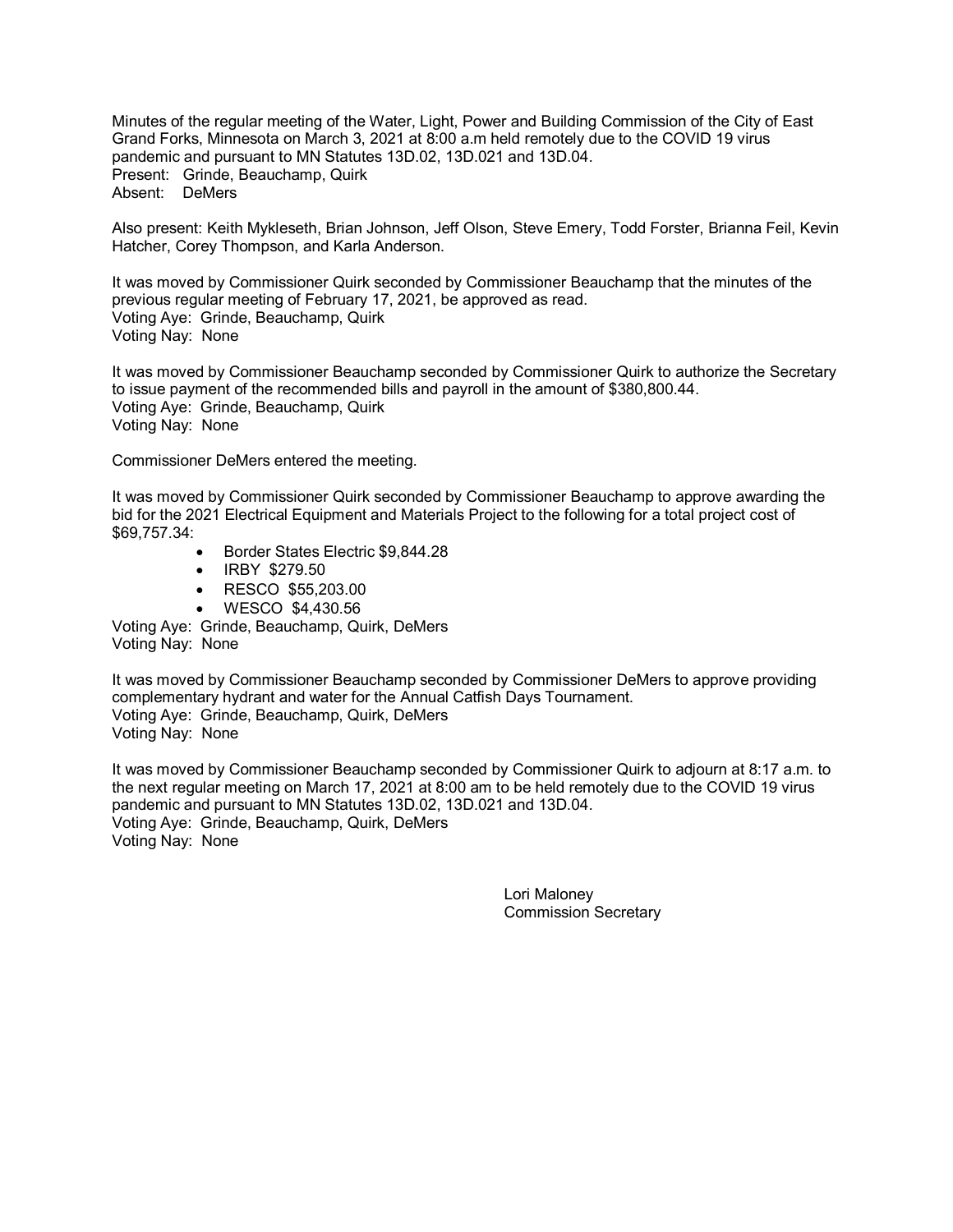Minutes of the regular meeting of the Water, Light, Power and Building Commission of the City of East Grand Forks, Minnesota on March 3, 2021 at 8:00 a.m held remotely due to the COVID 19 virus pandemic and pursuant to MN Statutes 13D.02, 13D.021 and 13D.04.
Present: Grinde, Beauchamp, Quirk
Absent: DeMers

Also present: Keith Mykleseth, Brian Johnson, Jeff Olson, Steve Emery, Todd Forster, Brianna Feil, Kevin Hatcher, Corey Thompson, and Karla Anderson.

It was moved by Commissioner Quirk seconded by Commissioner Beauchamp that the minutes of the previous regular meeting of February 17, 2021, be approved as read.
Voting Aye: Grinde, Beauchamp, Quirk
Voting Nay: None

It was moved by Commissioner Beauchamp seconded by Commissioner Quirk to authorize the Secretary to issue payment of the recommended bills and payroll in the amount of $380,800.44.
Voting Aye: Grinde, Beauchamp, Quirk
Voting Nay: None

Commissioner DeMers entered the meeting.

It was moved by Commissioner Quirk seconded by Commissioner Beauchamp to approve awarding the bid for the 2021 Electrical Equipment and Materials Project to the following for a total project cost of $69,757.34:

- Border States Electric $9,844.28
- IRBY $279.50
- RESCO $55,203.00
- WESCO $4,430.56

Voting Aye: Grinde, Beauchamp, Quirk, DeMers
Voting Nay: None

It was moved by Commissioner Beauchamp seconded by Commissioner DeMers to approve providing complementary hydrant and water for the Annual Catfish Days Tournament.
Voting Aye: Grinde, Beauchamp, Quirk, DeMers
Voting Nay: None

It was moved by Commissioner Beauchamp seconded by Commissioner Quirk to adjourn at 8:17 a.m. to the next regular meeting on March 17, 2021 at 8:00 am to be held remotely due to the COVID 19 virus pandemic and pursuant to MN Statutes 13D.02, 13D.021 and 13D.04.
Voting Aye: Grinde, Beauchamp, Quirk, DeMers
Voting Nay: None

Lori Maloney
Commission Secretary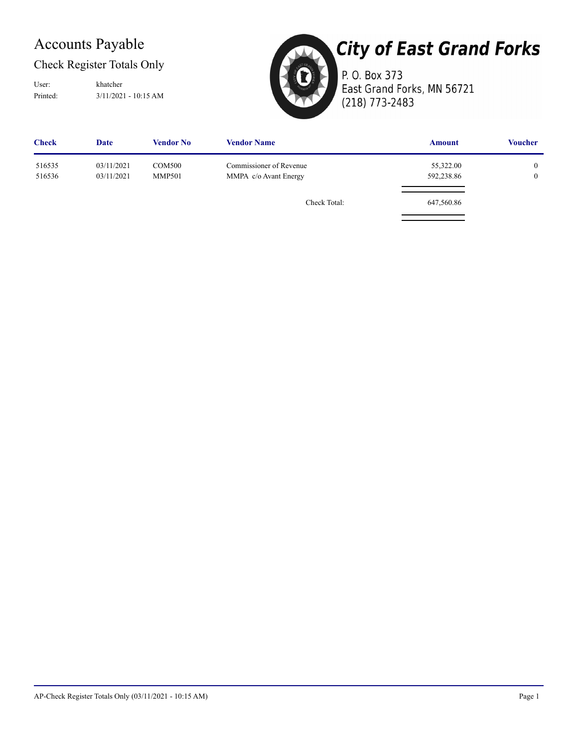# Accounts Payable

## Check Register Totals Only

User: khatcher

Printed: 3/11/2021 - 10:15 AM

**City of East Grand Forks**

P. O. Box 373

East Grand Forks, MN 56721

(218) 773-2483

| Check | Date | Vendor No | Vendor Name | Amount | Voucher |
|---|---|---|---|---|---|
| 516535 | 03/11/2021 | COM500 | Commissioner of Revenue | 55,322.00 | 0 |
| 516536 | 03/11/2021 | MMP501 | MMPA c/o Avant Energy | 592,238.86 | 0 |
| | | | Check Total: | 647,560.86 | |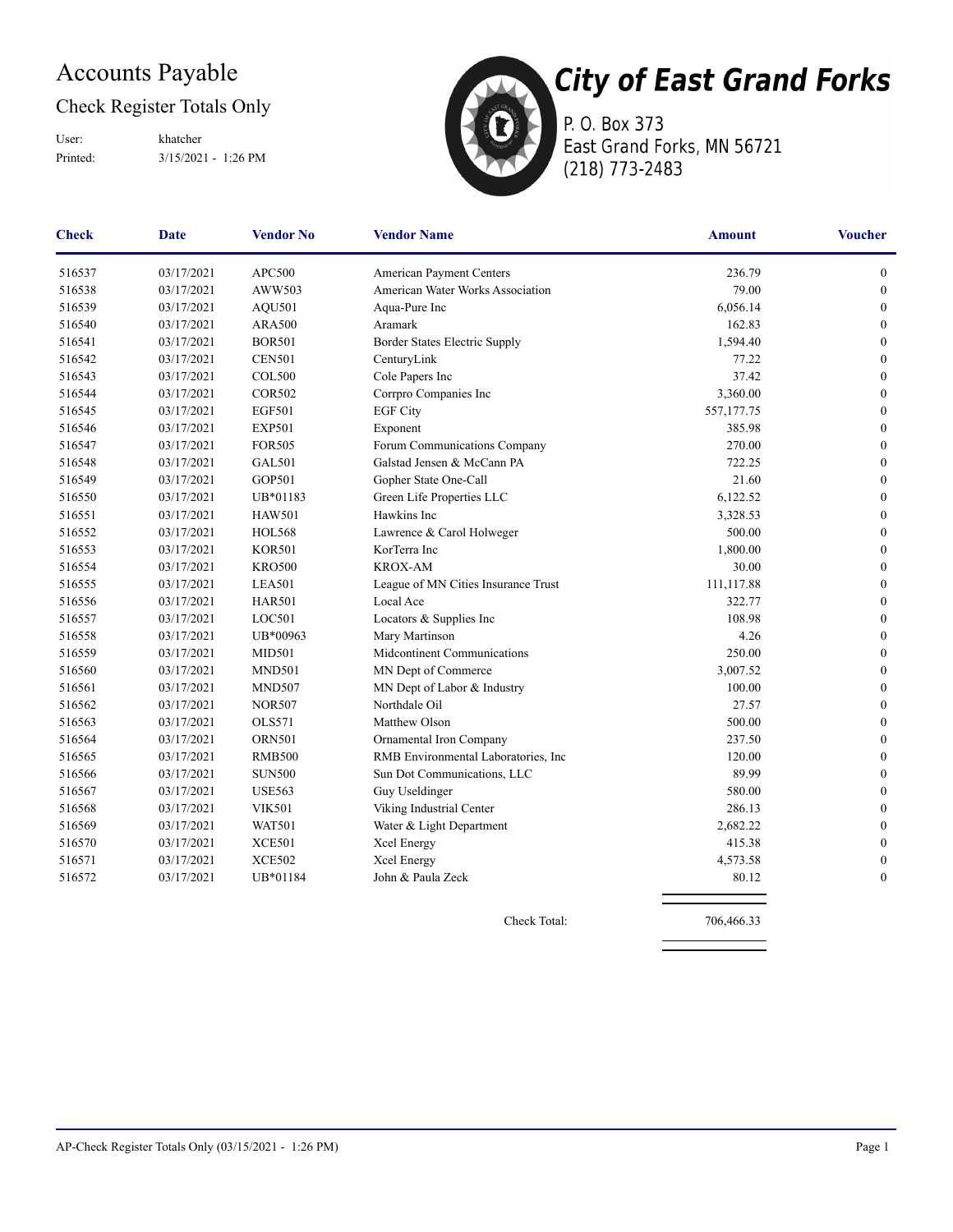# Accounts Payable

## Check Register Totals Only

User: khatcher

Printed: 3/15/2021 - 1:26 PM

**City of East Grand Forks**

P. O. Box 373
East Grand Forks, MN 56721
(218) 773-2483

| Check | Date | Vendor No | Vendor Name | Amount | Voucher |
|---|---|---|---|---|---|
| 516537 | 03/17/2021 | APC500 | American Payment Centers | 236.79 | 0 |
| 516538 | 03/17/2021 | AWW503 | American Water Works Association | 79.00 | 0 |
| 516539 | 03/17/2021 | AQU501 | Aqua-Pure Inc | 6,056.14 | 0 |
| 516540 | 03/17/2021 | ARA500 | Aramark | 162.83 | 0 |
| 516541 | 03/17/2021 | BOR501 | Border States Electric Supply | 1,594.40 | 0 |
| 516542 | 03/17/2021 | CEN501 | CenturyLink | 77.22 | 0 |
| 516543 | 03/17/2021 | COL500 | Cole Papers Inc | 37.42 | 0 |
| 516544 | 03/17/2021 | COR502 | Corrpro Companies Inc | 3,360.00 | 0 |
| 516545 | 03/17/2021 | EGF501 | EGF City | 557,177.75 | 0 |
| 516546 | 03/17/2021 | EXP501 | Exponent | 385.98 | 0 |
| 516547 | 03/17/2021 | FOR505 | Forum Communications Company | 270.00 | 0 |
| 516548 | 03/17/2021 | GAL501 | Galstad Jensen & McCann PA | 722.25 | 0 |
| 516549 | 03/17/2021 | GOP501 | Gopher State One-Call | 21.60 | 0 |
| 516550 | 03/17/2021 | UB*01183 | Green Life Properties LLC | 6,122.52 | 0 |
| 516551 | 03/17/2021 | HAW501 | Hawkins Inc | 3,328.53 | 0 |
| 516552 | 03/17/2021 | HOL568 | Lawrence & Carol Holweger | 500.00 | 0 |
| 516553 | 03/17/2021 | KOR501 | KorTerra Inc | 1,800.00 | 0 |
| 516554 | 03/17/2021 | KRO500 | KROX-AM | 30.00 | 0 |
| 516555 | 03/17/2021 | LEA501 | League of MN Cities Insurance Trust | 111,117.88 | 0 |
| 516556 | 03/17/2021 | HAR501 | Local Ace | 322.77 | 0 |
| 516557 | 03/17/2021 | LOC501 | Locators & Supplies Inc | 108.98 | 0 |
| 516558 | 03/17/2021 | UB*00963 | Mary Martinson | 4.26 | 0 |
| 516559 | 03/17/2021 | MID501 | Midcontinent Communications | 250.00 | 0 |
| 516560 | 03/17/2021 | MND501 | MN Dept of Commerce | 3,007.52 | 0 |
| 516561 | 03/17/2021 | MND507 | MN Dept of Labor & Industry | 100.00 | 0 |
| 516562 | 03/17/2021 | NOR507 | Northdale Oil | 27.57 | 0 |
| 516563 | 03/17/2021 | OLS571 | Matthew Olson | 500.00 | 0 |
| 516564 | 03/17/2021 | ORN501 | Ornamental Iron Company | 237.50 | 0 |
| 516565 | 03/17/2021 | RMB500 | RMB Environmental Laboratories, Inc | 120.00 | 0 |
| 516566 | 03/17/2021 | SUN500 | Sun Dot Communications, LLC | 89.99 | 0 |
| 516567 | 03/17/2021 | USE563 | Guy Useldinger | 580.00 | 0 |
| 516568 | 03/17/2021 | VIK501 | Viking Industrial Center | 286.13 | 0 |
| 516569 | 03/17/2021 | WAT501 | Water & Light Department | 2,682.22 | 0 |
| 516570 | 03/17/2021 | XCE501 | Xcel Energy | 415.38 | 0 |
| 516571 | 03/17/2021 | XCE502 | Xcel Energy | 4,573.58 | 0 |
| 516572 | 03/17/2021 | UB*01184 | John & Paula Zeck | 80.12 | 0 |
| | | | Check Total: | 706,466.33 | |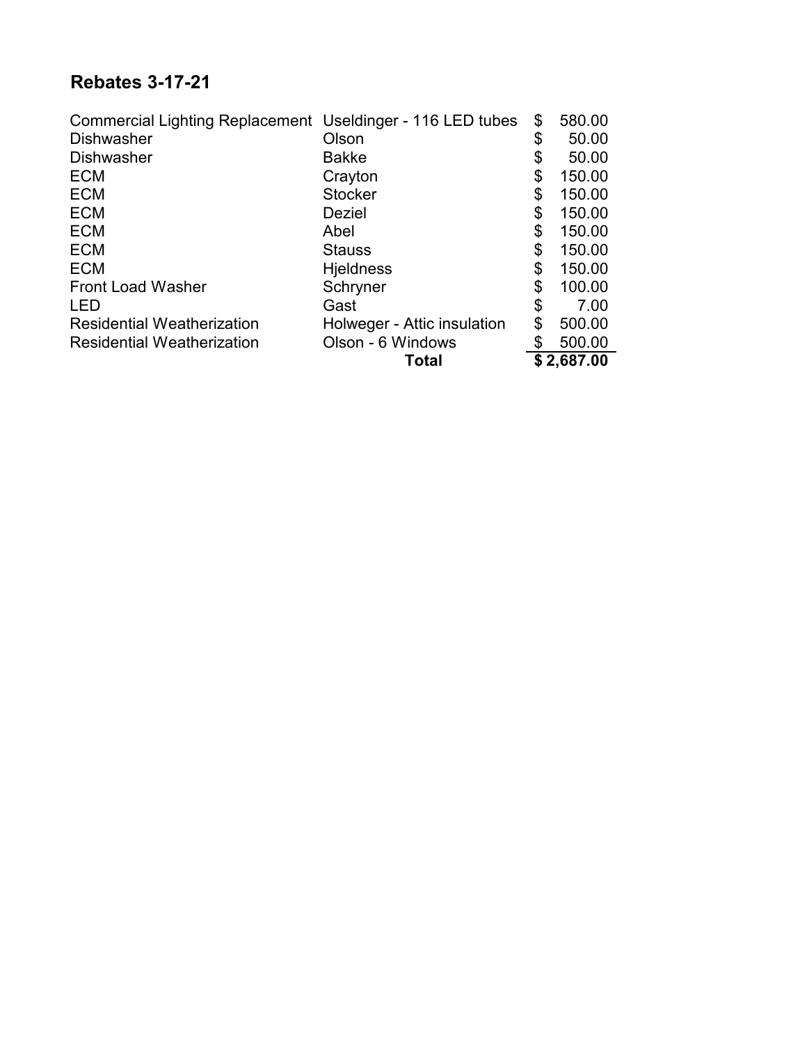## Rebates 3-17-21

| | | |
|---|---|---|
| Commercial Lighting Replacement | Useldinger - 116 LED tubes | $ 580.00 |
| Dishwasher | Olson | $ 50.00 |
| Dishwasher | Bakke | $ 50.00 |
| ECM | Crayton | $ 150.00 |
| ECM | Stocker | $ 150.00 |
| ECM | Deziel | $ 150.00 |
| ECM | Abel | $ 150.00 |
| ECM | Stauss | $ 150.00 |
| ECM | Hjeldness | $ 150.00 |
| Front Load Washer | Schryner | $ 100.00 |
| LED | Gast | $ 7.00 |
| Residential Weatherization | Holweger - Attic insulation | $ 500.00 |
| Residential Weatherization | Olson - 6 Windows | $ 500.00 |
| | **Total** | **$ 2,687.00** |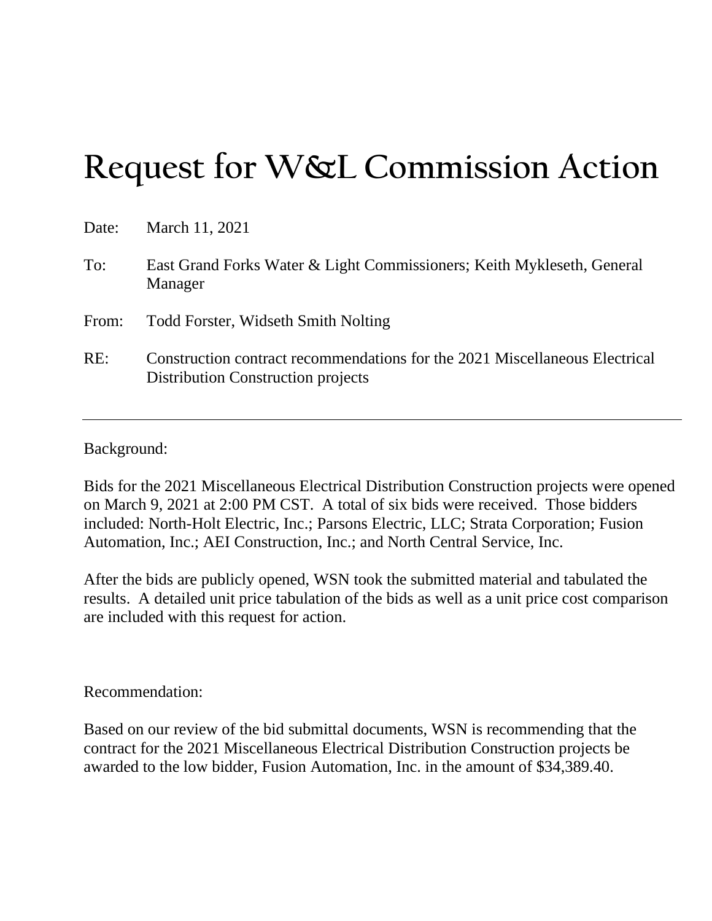# Request for W&L Commission Action

Date: March 11, 2021

To: East Grand Forks Water & Light Commissioners; Keith Mykleseth, General Manager

From: Todd Forster, Widseth Smith Nolting

RE: Construction contract recommendations for the 2021 Miscellaneous Electrical Distribution Construction projects

---

Background:

Bids for the 2021 Miscellaneous Electrical Distribution Construction projects were opened on March 9, 2021 at 2:00 PM CST. A total of six bids were received. Those bidders included: North-Holt Electric, Inc.; Parsons Electric, LLC; Strata Corporation; Fusion Automation, Inc.; AEI Construction, Inc.; and North Central Service, Inc.

After the bids are publicly opened, WSN took the submitted material and tabulated the results. A detailed unit price tabulation of the bids as well as a unit price cost comparison are included with this request for action.

Recommendation:

Based on our review of the bid submittal documents, WSN is recommending that the contract for the 2021 Miscellaneous Electrical Distribution Construction projects be awarded to the low bidder, Fusion Automation, Inc. in the amount of $34,389.40.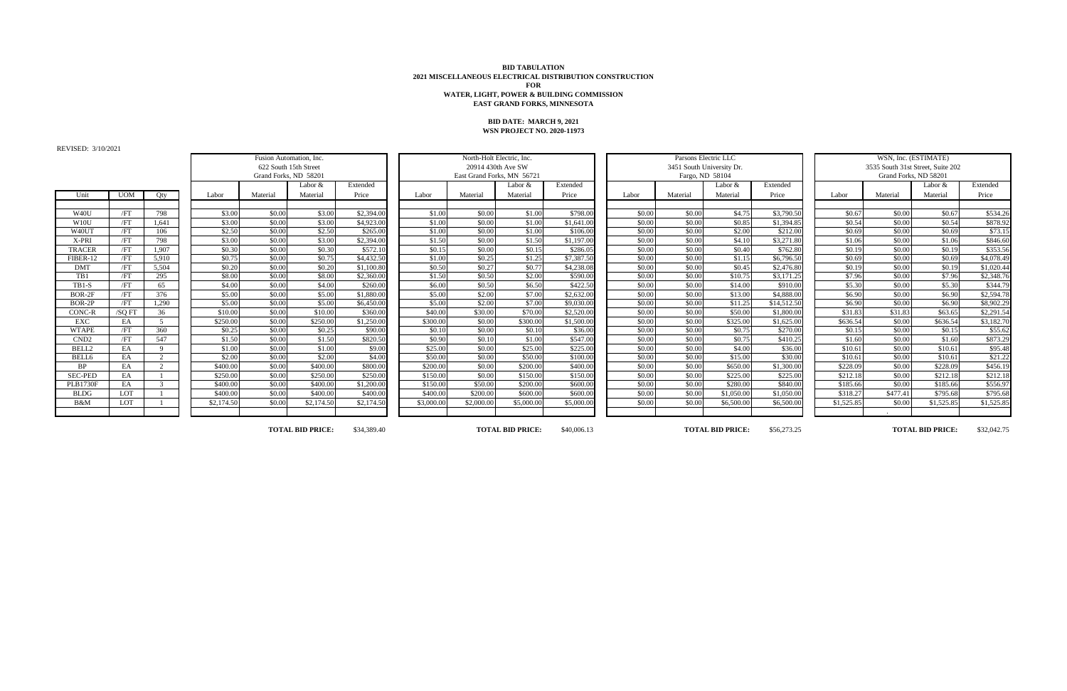**BID TABULATION**
**2021 MISCELLANEOUS ELECTRICAL DISTRIBUTION CONSTRUCTION**
**FOR**
**WATER, LIGHT, POWER & BUILDING COMMISSION**
**EAST GRAND FORKS, MINNESOTA**

**BID DATE: MARCH 9, 2021**
**WSN PROJECT NO. 2020-11973**

REVISED: 3/10/2021

| | | | Fusion Automation, Inc. 622 South 15th Street Grand Forks, ND 58201 | | | | North-Holt Electric, Inc. 20914 430th Ave SW East Grand Forks, MN 56721 | | | | Parsons Electric LLC 3451 South University Dr. Fargo, ND 58104 | | | | WSN, Inc. (ESTIMATE) 3535 South 31st Street, Suite 202 Grand Forks, ND 58201 | | | |
|---|---|---|---|---|---|---|---|---|---|---|---|---|---|---|---|---|---|---|
| Unit | UOM | Qty | Labor | Material | Labor & Material | Extended Price | Labor | Material | Labor & Material | Extended Price | Labor | Material | Labor & Material | Extended Price | Labor | Material | Labor & Material | Extended Price |
| W40U | /FT | 798 | $3.00 | $0.00 | $3.00 | $2,394.00 | $1.00 | $0.00 | $1.00 | $798.00 | $0.00 | $0.00 | $4.75 | $3,790.50 | $0.67 | $0.00 | $0.67 | $534.26 |
| W10U | /FT | 1,641 | $3.00 | $0.00 | $3.00 | $4,923.00 | $1.00 | $0.00 | $1.00 | $1,641.00 | $0.00 | $0.00 | $0.85 | $1,394.85 | $0.54 | $0.00 | $0.54 | $878.92 |
| W40UT | /FT | 106 | $2.50 | $0.00 | $2.50 | $265.00 | $1.00 | $0.00 | $1.00 | $106.00 | $0.00 | $0.00 | $2.00 | $212.00 | $0.69 | $0.00 | $0.69 | $73.15 |
| X-PRI | /FT | 798 | $3.00 | $0.00 | $3.00 | $2,394.00 | $1.50 | $0.00 | $1.50 | $1,197.00 | $0.00 | $0.00 | $4.10 | $3,271.80 | $1.06 | $0.00 | $1.06 | $846.60 |
| TRACER | /FT | 1,907 | $0.30 | $0.00 | $0.30 | $572.10 | $0.15 | $0.00 | $0.15 | $286.05 | $0.00 | $0.00 | $0.40 | $762.80 | $0.19 | $0.00 | $0.19 | $353.56 |
| FIBER-12 | /FT | 5,910 | $0.75 | $0.00 | $0.75 | $4,432.50 | $1.00 | $0.25 | $1.25 | $7,387.50 | $0.00 | $0.00 | $1.15 | $6,796.50 | $0.69 | $0.00 | $0.69 | $4,078.49 |
| DMT | /FT | 5,504 | $0.20 | $0.00 | $0.20 | $1,100.80 | $0.50 | $0.27 | $0.77 | $4,238.08 | $0.00 | $0.00 | $0.45 | $2,476.80 | $0.19 | $0.00 | $0.19 | $1,020.44 |
| TB1 | /FT | 295 | $8.00 | $0.00 | $8.00 | $2,360.00 | $1.50 | $0.50 | $2.00 | $590.00 | $0.00 | $0.00 | $10.75 | $3,171.25 | $7.96 | $0.00 | $7.96 | $2,348.76 |
| TB1-S | /FT | 65 | $4.00 | $0.00 | $4.00 | $260.00 | $6.00 | $0.50 | $6.50 | $422.50 | $0.00 | $0.00 | $14.00 | $910.00 | $5.30 | $0.00 | $5.30 | $344.79 |
| BOR-2F | /FT | 376 | $5.00 | $0.00 | $5.00 | $1,880.00 | $5.00 | $2.00 | $7.00 | $2,632.00 | $0.00 | $0.00 | $13.00 | $4,888.00 | $6.90 | $0.00 | $6.90 | $2,594.78 |
| BOR-2P | /FT | 1,290 | $5.00 | $0.00 | $5.00 | $6,450.00 | $5.00 | $2.00 | $7.00 | $9,030.00 | $0.00 | $0.00 | $11.25 | $14,512.50 | $6.90 | $0.00 | $6.90 | $8,902.29 |
| CONC-R | /SQ FT | 36 | $10.00 | $0.00 | $10.00 | $360.00 | $40.00 | $30.00 | $70.00 | $2,520.00 | $0.00 | $0.00 | $50.00 | $1,800.00 | $31.83 | $31.83 | $63.65 | $2,291.54 |
| EXC | EA | 5 | $250.00 | $0.00 | $250.00 | $1,250.00 | $300.00 | $0.00 | $300.00 | $1,500.00 | $0.00 | $0.00 | $325.00 | $1,625.00 | $636.54 | $0.00 | $636.54 | $3,182.70 |
| WTAPE | /FT | 360 | $0.25 | $0.00 | $0.25 | $90.00 | $0.10 | $0.00 | $0.10 | $36.00 | $0.00 | $0.00 | $0.75 | $270.00 | $0.15 | $0.00 | $0.15 | $55.62 |
| CND2 | /FT | 547 | $1.50 | $0.00 | $1.50 | $820.50 | $0.90 | $0.10 | $1.00 | $547.00 | $0.00 | $0.00 | $0.75 | $410.25 | $1.60 | $0.00 | $1.60 | $873.29 |
| BELL2 | EA | 9 | $1.00 | $0.00 | $1.00 | $9.00 | $25.00 | $0.00 | $25.00 | $225.00 | $0.00 | $0.00 | $4.00 | $36.00 | $10.61 | $0.00 | $10.61 | $95.48 |
| BELL6 | EA | 2 | $2.00 | $0.00 | $2.00 | $4.00 | $50.00 | $0.00 | $50.00 | $100.00 | $0.00 | $0.00 | $15.00 | $30.00 | $10.61 | $0.00 | $10.61 | $21.22 |
| BP | EA | 2 | $400.00 | $0.00 | $400.00 | $800.00 | $200.00 | $0.00 | $200.00 | $400.00 | $0.00 | $0.00 | $650.00 | $1,300.00 | $228.09 | $0.00 | $228.09 | $456.19 |
| SEC-PED | EA | 1 | $250.00 | $0.00 | $250.00 | $250.00 | $150.00 | $0.00 | $150.00 | $150.00 | $0.00 | $0.00 | $225.00 | $225.00 | $212.18 | $0.00 | $212.18 | $212.18 |
| PLB1730F | EA | 3 | $400.00 | $0.00 | $400.00 | $1,200.00 | $150.00 | $50.00 | $200.00 | $600.00 | $0.00 | $0.00 | $280.00 | $840.00 | $185.66 | $0.00 | $185.66 | $556.97 |
| BLDG | LOT | 1 | $400.00 | $0.00 | $400.00 | $400.00 | $400.00 | $200.00 | $600.00 | $600.00 | $0.00 | $0.00 | $1,050.00 | $1,050.00 | $318.27 | $477.41 | $795.68 | $795.68 |
| B&M | LOT | 1 | $2,174.50 | $0.00 | $2,174.50 | $2,174.50 | $3,000.00 | $2,000.00 | $5,000.00 | $5,000.00 | $0.00 | $0.00 | $6,500.00 | $6,500.00 | $1,525.85 | $0.00 | $1,525.85 | $1,525.85 |
| | | | | | **TOTAL BID PRICE:** | $34,389.40 | | | **TOTAL BID PRICE:** | $40,006.13 | | | **TOTAL BID PRICE:** | $56,273.25 | | | **TOTAL BID PRICE:** | $32,042.75 |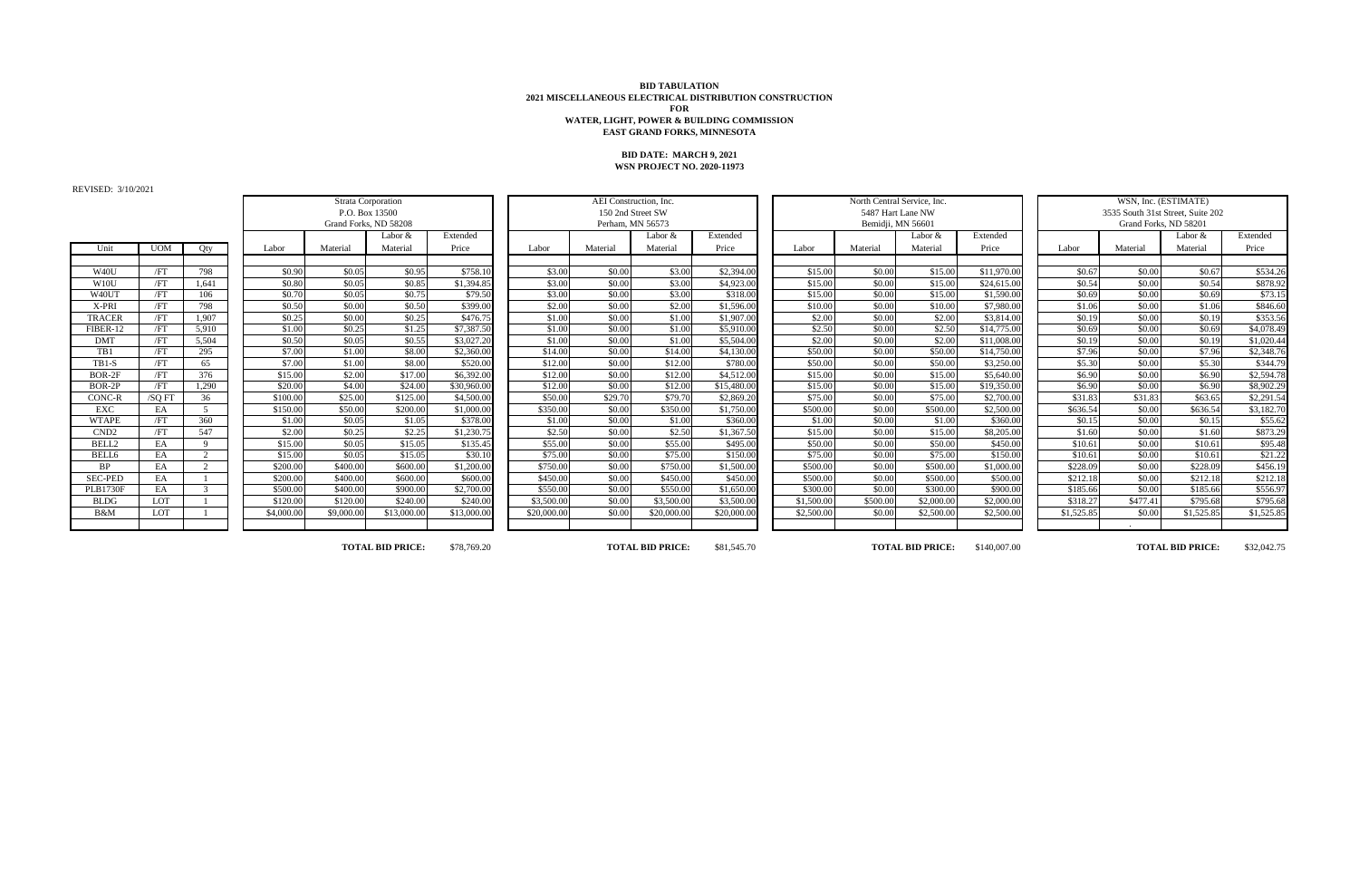**BID TABULATION**
**2021 MISCELLANEOUS ELECTRICAL DISTRIBUTION CONSTRUCTION**
**FOR**
**WATER, LIGHT, POWER & BUILDING COMMISSION**
**EAST GRAND FORKS, MINNESOTA**

**BID DATE: MARCH 9, 2021**
**WSN PROJECT NO. 2020-11973**

REVISED: 3/10/2021

| | | | Strata Corporation P.O. Box 13500 Grand Forks, ND 58208 | | | | AEI Construction, Inc. 150 2nd Street SW Perham, MN 56573 | | | | North Central Service, Inc. 5487 Hart Lane NW Bemidji, MN 56601 | | | | WSN, Inc. (ESTIMATE) 3535 South 31st Street, Suite 202 Grand Forks, ND 58201 | | | |
|---|---|---|---|---|---|---|---|---|---|---|---|---|---|---|---|---|---|---|
| Unit | UOM | Qty | Labor | Material | Labor & Material | Extended Price | Labor | Material | Labor & Material | Extended Price | Labor | Material | Labor & Material | Extended Price | Labor | Material | Labor & Material | Extended Price |
| W40U | /FT | 798 | $0.90 | $0.05 | $0.95 | $758.10 | $3.00 | $0.00 | $3.00 | $2,394.00 | $15.00 | $0.00 | $15.00 | $11,970.00 | $0.67 | $0.00 | $0.67 | $534.26 |
| W10U | /FT | 1,641 | $0.80 | $0.05 | $0.85 | $1,394.85 | $3.00 | $0.00 | $3.00 | $4,923.00 | $15.00 | $0.00 | $15.00 | $24,615.00 | $0.54 | $0.00 | $0.54 | $878.92 |
| W40UT | /FT | 106 | $0.70 | $0.05 | $0.75 | $79.50 | $3.00 | $0.00 | $3.00 | $318.00 | $15.00 | $0.00 | $15.00 | $1,590.00 | $0.69 | $0.00 | $0.69 | $73.15 |
| X-PRI | /FT | 798 | $0.50 | $0.00 | $0.50 | $399.00 | $2.00 | $0.00 | $2.00 | $1,596.00 | $10.00 | $0.00 | $10.00 | $7,980.00 | $1.06 | $0.00 | $1.06 | $846.60 |
| TRACER | /FT | 1,907 | $0.25 | $0.00 | $0.25 | $476.75 | $1.00 | $0.00 | $1.00 | $1,907.00 | $2.00 | $0.00 | $2.00 | $3,814.00 | $0.19 | $0.00 | $0.19 | $353.56 |
| FIBER-12 | /FT | 5,910 | $1.00 | $0.25 | $1.25 | $7,387.50 | $1.00 | $0.00 | $1.00 | $5,910.00 | $2.50 | $0.00 | $2.50 | $14,775.00 | $0.69 | $0.00 | $0.69 | $4,078.49 |
| DMT | /FT | 5,504 | $0.50 | $0.05 | $0.55 | $3,027.20 | $1.00 | $0.00 | $1.00 | $5,504.00 | $2.00 | $0.00 | $2.00 | $11,008.00 | $0.19 | $0.00 | $0.19 | $1,020.44 |
| TB1 | /FT | 295 | $7.00 | $1.00 | $8.00 | $2,360.00 | $14.00 | $0.00 | $14.00 | $4,130.00 | $50.00 | $0.00 | $50.00 | $14,750.00 | $7.96 | $0.00 | $7.96 | $2,348.76 |
| TB1-S | /FT | 65 | $7.00 | $1.00 | $8.00 | $520.00 | $12.00 | $0.00 | $12.00 | $780.00 | $50.00 | $0.00 | $50.00 | $3,250.00 | $5.30 | $0.00 | $5.30 | $344.79 |
| BOR-2F | /FT | 376 | $15.00 | $2.00 | $17.00 | $6,392.00 | $12.00 | $0.00 | $12.00 | $4,512.00 | $15.00 | $0.00 | $15.00 | $5,640.00 | $6.90 | $0.00 | $6.90 | $2,594.78 |
| BOR-2P | /FT | 1,290 | $20.00 | $4.00 | $24.00 | $30,960.00 | $12.00 | $0.00 | $12.00 | $15,480.00 | $15.00 | $0.00 | $15.00 | $19,350.00 | $6.90 | $0.00 | $6.90 | $8,902.29 |
| CONC-R | /SQ FT | 36 | $100.00 | $25.00 | $125.00 | $4,500.00 | $50.00 | $29.70 | $79.70 | $2,869.20 | $75.00 | $0.00 | $75.00 | $2,700.00 | $31.83 | $31.83 | $63.65 | $2,291.54 |
| EXC | EA | 5 | $150.00 | $50.00 | $200.00 | $1,000.00 | $350.00 | $0.00 | $350.00 | $1,750.00 | $500.00 | $0.00 | $500.00 | $2,500.00 | $636.54 | $0.00 | $636.54 | $3,182.70 |
| WTAPE | /FT | 360 | $1.00 | $0.05 | $1.05 | $378.00 | $1.00 | $0.00 | $1.00 | $360.00 | $1.00 | $0.00 | $1.00 | $360.00 | $0.15 | $0.00 | $0.15 | $55.62 |
| CND2 | /FT | 547 | $2.00 | $0.25 | $2.25 | $1,230.75 | $2.50 | $0.00 | $2.50 | $1,367.50 | $15.00 | $0.00 | $15.00 | $8,205.00 | $1.60 | $0.00 | $1.60 | $873.29 |
| BELL2 | EA | 9 | $15.00 | $0.05 | $15.05 | $135.45 | $55.00 | $0.00 | $55.00 | $495.00 | $50.00 | $0.00 | $50.00 | $450.00 | $10.61 | $0.00 | $10.61 | $95.48 |
| BELL6 | EA | 2 | $15.00 | $0.05 | $15.05 | $30.10 | $75.00 | $0.00 | $75.00 | $150.00 | $75.00 | $0.00 | $75.00 | $150.00 | $10.61 | $0.00 | $10.61 | $21.22 |
| BP | EA | 2 | $200.00 | $400.00 | $600.00 | $1,200.00 | $750.00 | $0.00 | $750.00 | $1,500.00 | $500.00 | $0.00 | $500.00 | $1,000.00 | $228.09 | $0.00 | $228.09 | $456.19 |
| SEC-PED | EA | 1 | $200.00 | $400.00 | $600.00 | $600.00 | $450.00 | $0.00 | $450.00 | $450.00 | $500.00 | $0.00 | $500.00 | $500.00 | $212.18 | $0.00 | $212.18 | $212.18 |
| PLB1730F | EA | 3 | $500.00 | $400.00 | $900.00 | $2,700.00 | $550.00 | $0.00 | $550.00 | $1,650.00 | $300.00 | $0.00 | $300.00 | $900.00 | $185.66 | $0.00 | $185.66 | $556.97 |
| BLDG | LOT | 1 | $120.00 | $120.00 | $240.00 | $240.00 | $3,500.00 | $0.00 | $3,500.00 | $3,500.00 | $1,500.00 | $500.00 | $2,000.00 | $2,000.00 | $318.27 | $477.41 | $795.68 | $795.68 |
| B&M | LOT | 1 | $4,000.00 | $9,000.00 | $13,000.00 | $13,000.00 | $20,000.00 | $0.00 | $20,000.00 | $20,000.00 | $2,500.00 | $0.00 | $2,500.00 | $2,500.00 | $1,525.85 | $0.00 | $1,525.85 | $1,525.85 |
| | | | | | **TOTAL BID PRICE:** | $78,769.20 | | | **TOTAL BID PRICE:** | $81,545.70 | | | **TOTAL BID PRICE:** | $140,007.00 | | | **TOTAL BID PRICE:** | $32,042.75 |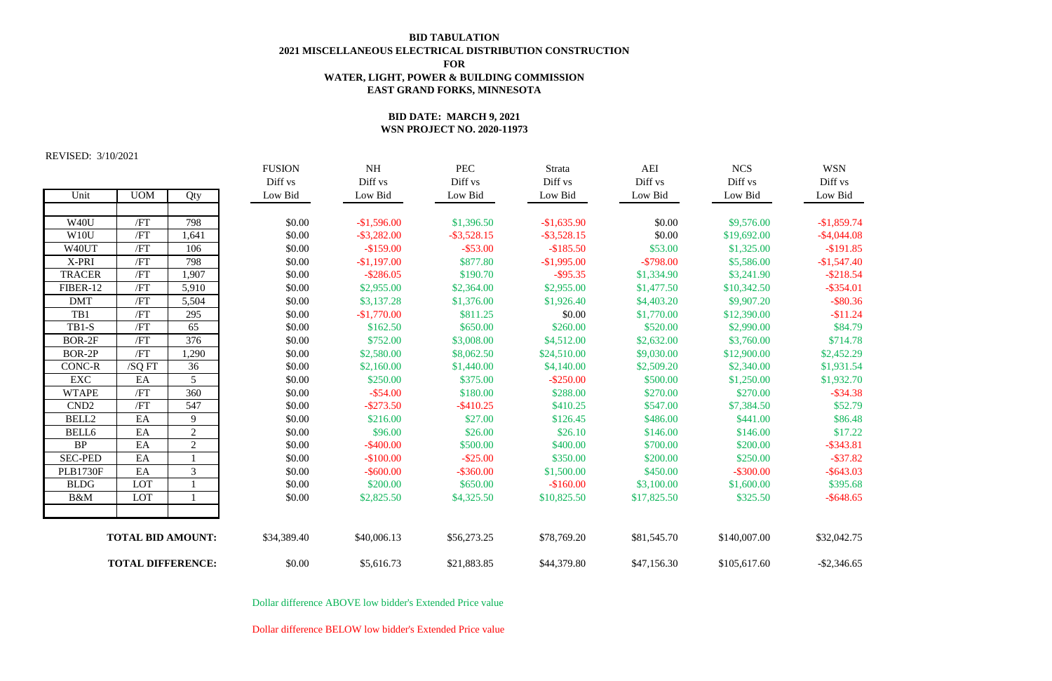**BID TABULATION**
**2021 MISCELLANEOUS ELECTRICAL DISTRIBUTION CONSTRUCTION**
**FOR**
**WATER, LIGHT, POWER & BUILDING COMMISSION**
**EAST GRAND FORKS, MINNESOTA**

**BID DATE: MARCH 9, 2021**
**WSN PROJECT NO. 2020-11973**

REVISED: 3/10/2021

| Unit | UOM | Qty | FUSION Diff vs Low Bid | NH Diff vs Low Bid | PEC Diff vs Low Bid | Strata Diff vs Low Bid | AEI Diff vs Low Bid | NCS Diff vs Low Bid | WSN Diff vs Low Bid |
|---|---|---|---|---|---|---|---|---|---|
| W40U | /FT | 798 | $0.00 | -$1,596.00 | $1,396.50 | -$1,635.90 | $0.00 | $9,576.00 | -$1,859.74 |
| W10U | /FT | 1,641 | $0.00 | -$3,282.00 | -$3,528.15 | -$3,528.15 | $0.00 | $19,692.00 | -$4,044.08 |
| W40UT | /FT | 106 | $0.00 | -$159.00 | -$53.00 | -$185.50 | $53.00 | $1,325.00 | -$191.85 |
| X-PRI | /FT | 798 | $0.00 | -$1,197.00 | $877.80 | -$1,995.00 | -$798.00 | $5,586.00 | -$1,547.40 |
| TRACER | /FT | 1,907 | $0.00 | -$286.05 | $190.70 | -$95.35 | $1,334.90 | $3,241.90 | -$218.54 |
| FIBER-12 | /FT | 5,910 | $0.00 | $2,955.00 | $2,364.00 | $2,955.00 | $1,477.50 | $10,342.50 | -$354.01 |
| DMT | /FT | 5,504 | $0.00 | $3,137.28 | $1,376.00 | $1,926.40 | $4,403.20 | $9,907.20 | -$80.36 |
| TB1 | /FT | 295 | $0.00 | -$1,770.00 | $811.25 | $0.00 | $1,770.00 | $12,390.00 | -$11.24 |
| TB1-S | /FT | 65 | $0.00 | $162.50 | $650.00 | $260.00 | $520.00 | $2,990.00 | $84.79 |
| BOR-2F | /FT | 376 | $0.00 | $752.00 | $3,008.00 | $4,512.00 | $2,632.00 | $3,760.00 | $714.78 |
| BOR-2P | /FT | 1,290 | $0.00 | $2,580.00 | $8,062.50 | $24,510.00 | $9,030.00 | $12,900.00 | $2,452.29 |
| CONC-R | /SQ FT | 36 | $0.00 | $2,160.00 | $1,440.00 | $4,140.00 | $2,509.20 | $2,340.00 | $1,931.54 |
| EXC | EA | 5 | $0.00 | $250.00 | $375.00 | -$250.00 | $500.00 | $1,250.00 | $1,932.70 |
| WTAPE | /FT | 360 | $0.00 | -$54.00 | $180.00 | $288.00 | $270.00 | $270.00 | -$34.38 |
| CND2 | /FT | 547 | $0.00 | -$273.50 | -$410.25 | $410.25 | $547.00 | $7,384.50 | $52.79 |
| BELL2 | EA | 9 | $0.00 | $216.00 | $27.00 | $126.45 | $486.00 | $441.00 | $86.48 |
| BELL6 | EA | 2 | $0.00 | $96.00 | $26.00 | $26.10 | $146.00 | $146.00 | $17.22 |
| BP | EA | 2 | $0.00 | -$400.00 | $500.00 | $400.00 | $700.00 | $200.00 | -$343.81 |
| SEC-PED | EA | 1 | $0.00 | -$100.00 | -$25.00 | $350.00 | $200.00 | $250.00 | -$37.82 |
| PLB1730F | EA | 3 | $0.00 | -$600.00 | -$360.00 | $1,500.00 | $450.00 | -$300.00 | -$643.03 |
| BLDG | LOT | 1 | $0.00 | $200.00 | $650.00 | -$160.00 | $3,100.00 | $1,600.00 | $395.68 |
| B&M | LOT | 1 | $0.00 | $2,825.50 | $4,325.50 | $10,825.50 | $17,825.50 | $325.50 | -$648.65 |
| **TOTAL BID AMOUNT:** | | | $34,389.40 | $40,006.13 | $56,273.25 | $78,769.20 | $81,545.70 | $140,007.00 | $32,042.75 |
| **TOTAL DIFFERENCE:** | | | $0.00 | $5,616.73 | $21,883.85 | $44,379.80 | $47,156.30 | $105,617.60 | -$2,346.65 |

Dollar difference ABOVE low bidder's Extended Price value

Dollar difference BELOW low bidder's Extended Price value